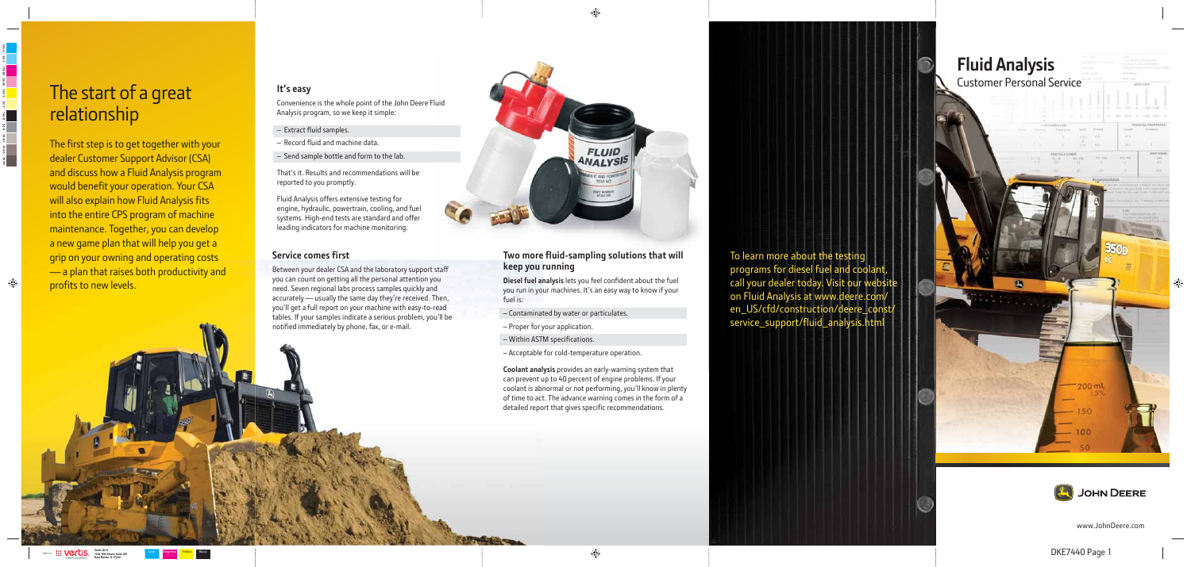# The start of a great relationship

The first step is to get together with your dealer Customer Support Advisor (CSA) and discuss how a Fluid Analysis program would benefit your operation. Your CSA will also explain how Fluid Analysis fits into the entire CPS program of machine maintenance. Together, you can develop a new game plan that will help you get a grip on your owning and operating costs — a plan that raises both productivity and profits to new levels.

## It's easy

Convenience is the whole point of the John Deere Fluid Analysis program, so we keep it simple:

- Extract fluid samples.
- Record fluid and machine data.
- Send sample bottle and form to the lab.

That's it. Results and recommendations will be reported to you promptly.

Fluid Analysis offers extensive testing for engine, hydraulic, powertrain, cooling, and fuel systems. High-end tests are standard and offer leading indicators for machine monitoring.

## Service comes first

Between your dealer CSA and the laboratory support staff you can count on getting all the personal attention you need. Seven regional labs process samples quickly and accurately — usually the same day they're received. Then, you'll get a full report on your machine with easy-to-read tables. If your samples indicate a serious problem, you'll be notified immediately by phone, fax, or e-mail.

## Two more fluid-sampling solutions that will keep you running

**Diesel fuel analysis** lets you feel confident about the fuel you run in your machines. It's an easy way to know if your fuel is:

- Contaminated by water or particulates.
- Proper for your application.
- Within ASTM specifications.
- Acceptable for cold-temperature operation.

**Coolant analysis** provides an early-warning system that can prevent up to 40 percent of engine problems. If your coolant is abnormal or not performing, you'll know in plenty of time to act. The advance warning comes in the form of a detailed report that gives specific recommendations.

To learn more about the testing programs for diesel fuel and coolant, call your dealer today. Visit our website on Fluid Analysis at www.deere.com/en_US/cfd/construction/deere_const/service_support/fluid_analysis.html

# Fluid Analysis

## Customer Personal Service

JOHN DEERE

www.JohnDeere.com

DKE7440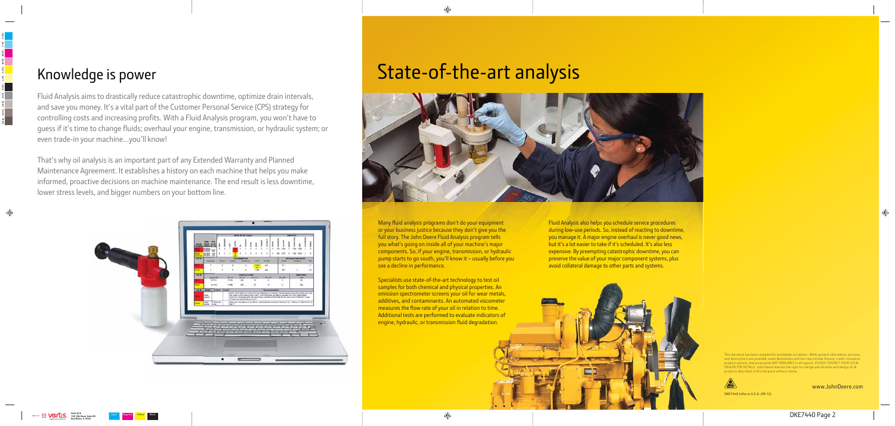## Knowledge is power

Fluid Analysis aims to drastically reduce catastrophic downtime, optimize drain intervals, and save you money. It's a vital part of the Customer Personal Service (CPS) strategy for controlling costs and increasing profits. With a Fluid Analysis program, you won't have to guess if it's time to change fluids; overhaul your engine, transmission, or hydraulic system; or even trade-in your machine…you'll know!

That's why oil analysis is an important part of any Extended Warranty and Planned Maintenance Agreement. It establishes a history on each machine that helps you make informed, proactive decisions on machine maintenance. The end result is less downtime, lower stress levels, and bigger numbers on your bottom line.

# State-of-the-art analysis

Many fluid analysis programs don't do your equipment or your business justice because they don't give you the full story. The John Deere Fluid Analysis program tells you what's going on inside all of your machine's major components. So, if your engine, transmission, or hydraulic pump starts to go south, you'll know it – usually before you see a decline in performance.

Specialists use state-of-the-art technology to test oil samples for both chemical and physical properties. An emission spectrometer screens your oil for wear metals, additives, and contaminants. An automated viscometer measures the flow rate of your oil in relation to time. Additional tests are performed to evaluate indicators of engine, hydraulic, or transmission fluid degradation.

Fluid Analysis also helps you schedule service procedures during low-use periods. So, instead of reacting to downtime, you manage it. A major engine overhaul is never good news, but it's a lot easier to take if it's scheduled. It's also less expensive. By preempting catastrophic downtime, you can preserve the value of your major component systems, plus avoid collateral damage to other parts and systems.

This literature has been compiled for worldwide circulation. While general information, pictures, and descriptions are provided, some illustrations and text may include finance, credit, insurance, product options, and accessories NOT AVAILABLE in all regions. PLEASE CONTACT YOUR LOCAL DEALER FOR DETAILS. John Deere reserves the right to change specification and design of all products described in this literature without notice.

www.JohnDeere.com

DKE7440 Litho in U.S.A. (09-12)